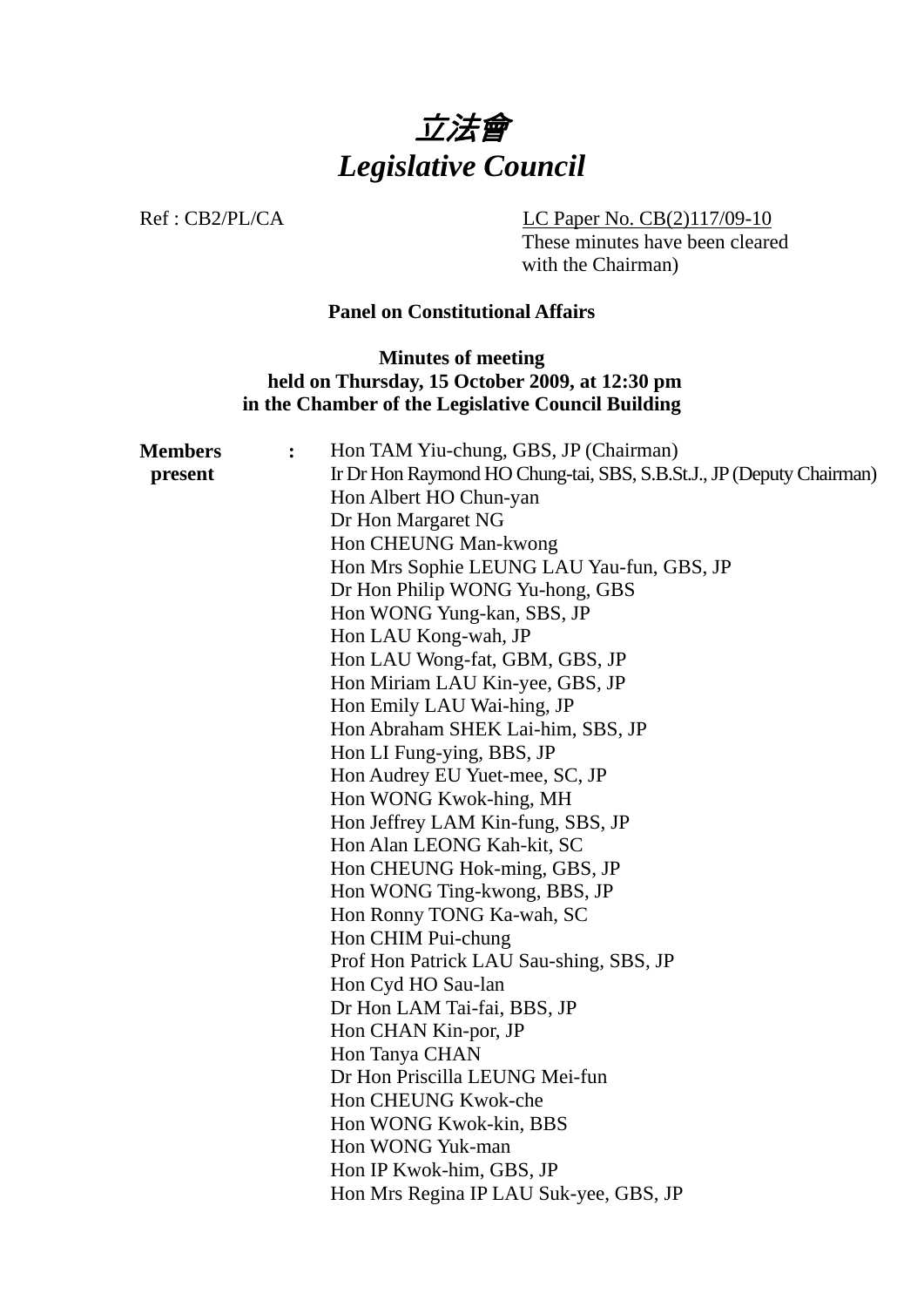# *立法會*
# *Legislative Council*

Ref : CB2/PL/CA

LC Paper No. CB(2)117/09-10
These minutes have been cleared with the Chairman)

**Panel on Constitutional Affairs**

**Minutes of meeting**
**held on Thursday, 15 October 2009, at 12:30 pm**
**in the Chamber of the Legislative Council Building**

**Members present** :

Hon TAM Yiu-chung, GBS, JP (Chairman)
Ir Dr Hon Raymond HO Chung-tai, SBS, S.B.St.J., JP (Deputy Chairman)
Hon Albert HO Chun-yan
Dr Hon Margaret NG
Hon CHEUNG Man-kwong
Hon Mrs Sophie LEUNG LAU Yau-fun, GBS, JP
Dr Hon Philip WONG Yu-hong, GBS
Hon WONG Yung-kan, SBS, JP
Hon LAU Kong-wah, JP
Hon LAU Wong-fat, GBM, GBS, JP
Hon Miriam LAU Kin-yee, GBS, JP
Hon Emily LAU Wai-hing, JP
Hon Abraham SHEK Lai-him, SBS, JP
Hon LI Fung-ying, BBS, JP
Hon Audrey EU Yuet-mee, SC, JP
Hon WONG Kwok-hing, MH
Hon Jeffrey LAM Kin-fung, SBS, JP
Hon Alan LEONG Kah-kit, SC
Hon CHEUNG Hok-ming, GBS, JP
Hon WONG Ting-kwong, BBS, JP
Hon Ronny TONG Ka-wah, SC
Hon CHIM Pui-chung
Prof Hon Patrick LAU Sau-shing, SBS, JP
Hon Cyd HO Sau-lan
Dr Hon LAM Tai-fai, BBS, JP
Hon CHAN Kin-por, JP
Hon Tanya CHAN
Dr Hon Priscilla LEUNG Mei-fun
Hon CHEUNG Kwok-che
Hon WONG Kwok-kin, BBS
Hon WONG Yuk-man
Hon IP Kwok-him, GBS, JP
Hon Mrs Regina IP LAU Suk-yee, GBS, JP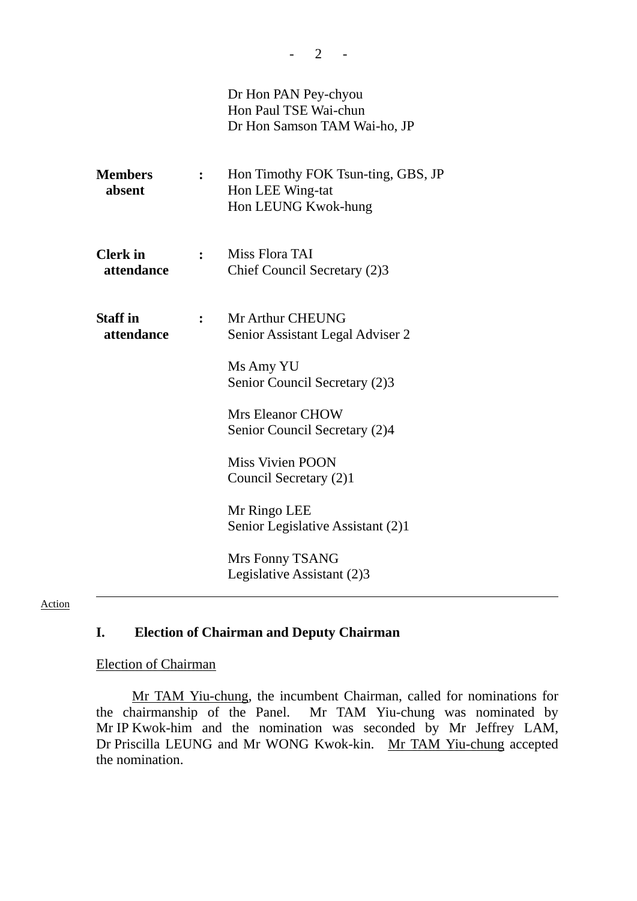| | | |
|---|---|---|
| | | Dr Hon PAN Pey-chyou<br>Hon Paul TSE Wai-chun<br>Dr Hon Samson TAM Wai-ho, JP |
| **Members absent** | **:** | Hon Timothy FOK Tsun-ting, GBS, JP<br>Hon LEE Wing-tat<br>Hon LEUNG Kwok-hung |
| **Clerk in attendance** | **:** | Miss Flora TAI<br>Chief Council Secretary (2)3 |
| **Staff in attendance** | **:** | Mr Arthur CHEUNG<br>Senior Assistant Legal Adviser 2<br><br>Ms Amy YU<br>Senior Council Secretary (2)3<br><br>Mrs Eleanor CHOW<br>Senior Council Secretary (2)4<br><br>Miss Vivien POON<br>Council Secretary (2)1<br><br>Mr Ringo LEE<br>Senior Legislative Assistant (2)1<br><br>Mrs Fonny TSANG<br>Legislative Assistant (2)3 |

---

Action

## I. Election of Chairman and Deputy Chairman

Election of Chairman

Mr TAM Yiu-chung, the incumbent Chairman, called for nominations for the chairmanship of the Panel. Mr TAM Yiu-chung was nominated by Mr IP Kwok-him and the nomination was seconded by Mr Jeffrey LAM, Dr Priscilla LEUNG and Mr WONG Kwok-kin. Mr TAM Yiu-chung accepted the nomination.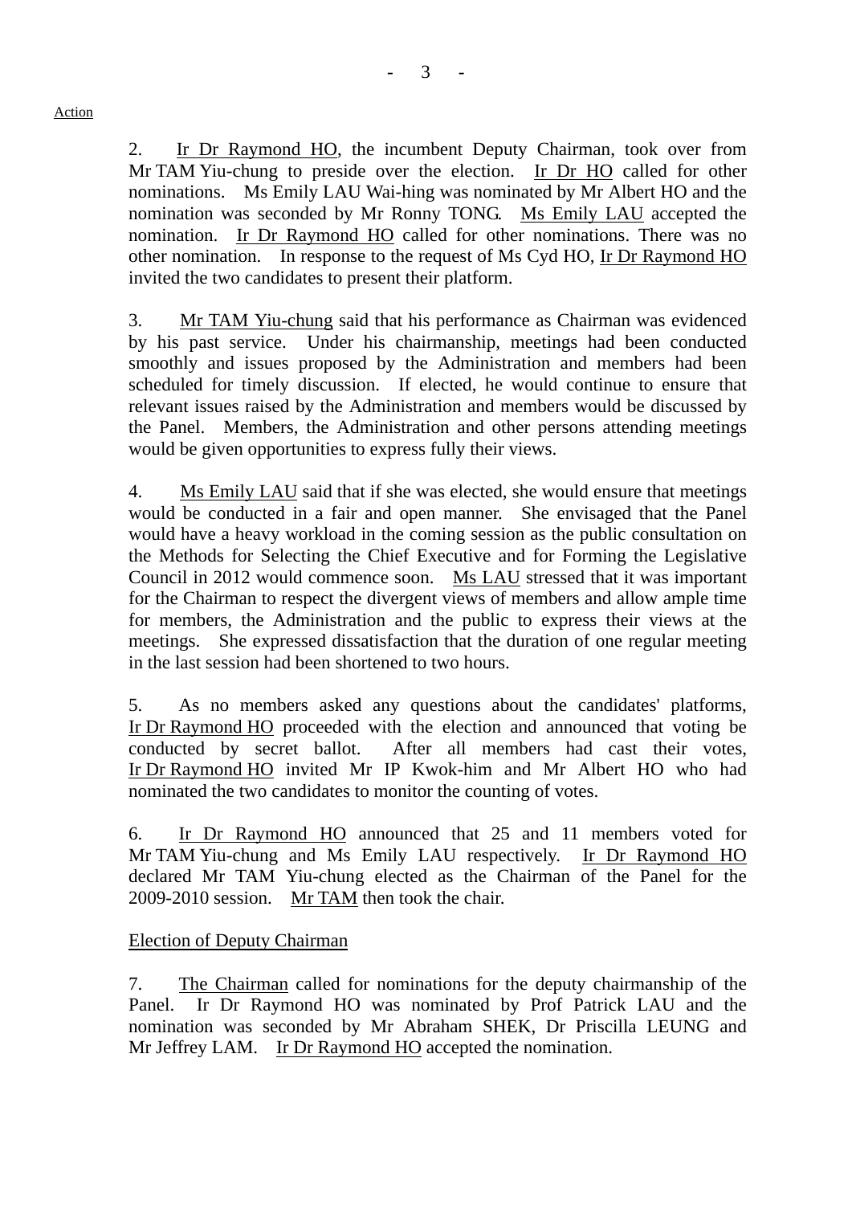Action

2. Ir Dr Raymond HO, the incumbent Deputy Chairman, took over from Mr TAM Yiu-chung to preside over the election. Ir Dr HO called for other nominations. Ms Emily LAU Wai-hing was nominated by Mr Albert HO and the nomination was seconded by Mr Ronny TONG. Ms Emily LAU accepted the nomination. Ir Dr Raymond HO called for other nominations. There was no other nomination. In response to the request of Ms Cyd HO, Ir Dr Raymond HO invited the two candidates to present their platform.

3. Mr TAM Yiu-chung said that his performance as Chairman was evidenced by his past service. Under his chairmanship, meetings had been conducted smoothly and issues proposed by the Administration and members had been scheduled for timely discussion. If elected, he would continue to ensure that relevant issues raised by the Administration and members would be discussed by the Panel. Members, the Administration and other persons attending meetings would be given opportunities to express fully their views.

4. Ms Emily LAU said that if she was elected, she would ensure that meetings would be conducted in a fair and open manner. She envisaged that the Panel would have a heavy workload in the coming session as the public consultation on the Methods for Selecting the Chief Executive and for Forming the Legislative Council in 2012 would commence soon. Ms LAU stressed that it was important for the Chairman to respect the divergent views of members and allow ample time for members, the Administration and the public to express their views at the meetings. She expressed dissatisfaction that the duration of one regular meeting in the last session had been shortened to two hours.

5. As no members asked any questions about the candidates' platforms, Ir Dr Raymond HO proceeded with the election and announced that voting be conducted by secret ballot. After all members had cast their votes, Ir Dr Raymond HO invited Mr IP Kwok-him and Mr Albert HO who had nominated the two candidates to monitor the counting of votes.

6. Ir Dr Raymond HO announced that 25 and 11 members voted for Mr TAM Yiu-chung and Ms Emily LAU respectively. Ir Dr Raymond HO declared Mr TAM Yiu-chung elected as the Chairman of the Panel for the 2009-2010 session. Mr TAM then took the chair.

## Election of Deputy Chairman

7. The Chairman called for nominations for the deputy chairmanship of the Panel. Ir Dr Raymond HO was nominated by Prof Patrick LAU and the nomination was seconded by Mr Abraham SHEK, Dr Priscilla LEUNG and Mr Jeffrey LAM. Ir Dr Raymond HO accepted the nomination.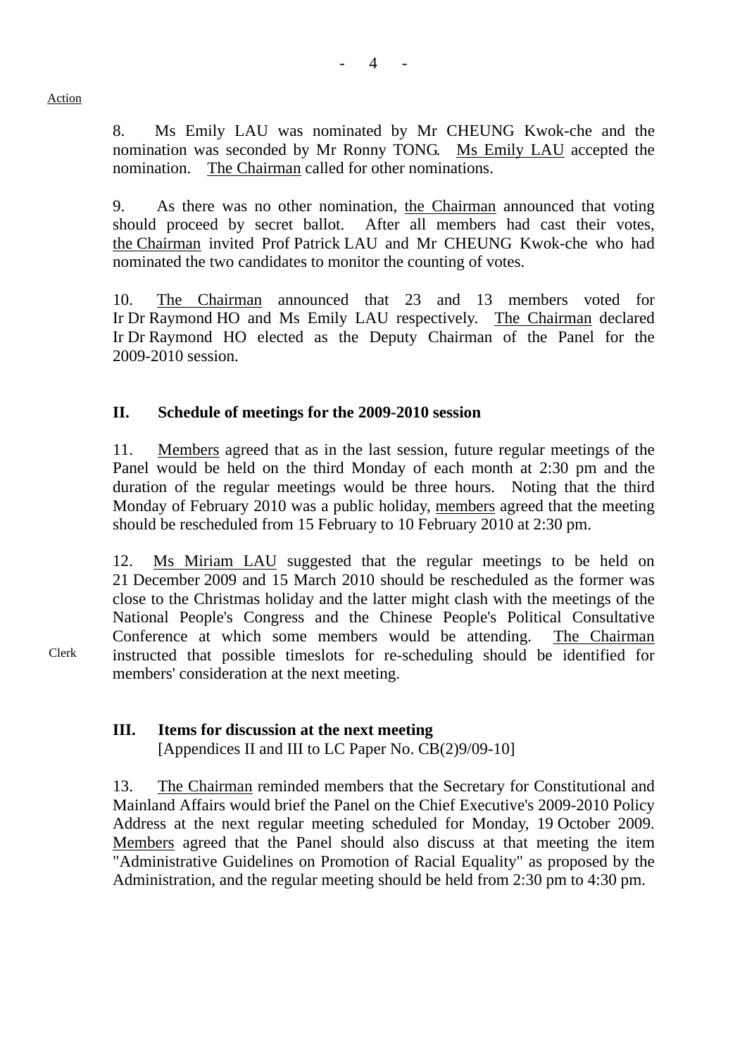Action

8. Ms Emily LAU was nominated by Mr CHEUNG Kwok-che and the nomination was seconded by Mr Ronny TONG. Ms Emily LAU accepted the nomination. The Chairman called for other nominations.

9. As there was no other nomination, the Chairman announced that voting should proceed by secret ballot. After all members had cast their votes, the Chairman invited Prof Patrick LAU and Mr CHEUNG Kwok-che who had nominated the two candidates to monitor the counting of votes.

10. The Chairman announced that 23 and 13 members voted for Ir Dr Raymond HO and Ms Emily LAU respectively. The Chairman declared Ir Dr Raymond HO elected as the Deputy Chairman of the Panel for the 2009-2010 session.

## II. Schedule of meetings for the 2009-2010 session

11. Members agreed that as in the last session, future regular meetings of the Panel would be held on the third Monday of each month at 2:30 pm and the duration of the regular meetings would be three hours. Noting that the third Monday of February 2010 was a public holiday, members agreed that the meeting should be rescheduled from 15 February to 10 February 2010 at 2:30 pm.

12. Ms Miriam LAU suggested that the regular meetings to be held on 21 December 2009 and 15 March 2010 should be rescheduled as the former was close to the Christmas holiday and the latter might clash with the meetings of the National People's Congress and the Chinese People's Political Consultative Conference at which some members would be attending. The Chairman instructed that possible timeslots for re-scheduling should be identified for members' consideration at the next meeting.

Clerk

## III. Items for discussion at the next meeting

[Appendices II and III to LC Paper No. CB(2)9/09-10]

13. The Chairman reminded members that the Secretary for Constitutional and Mainland Affairs would brief the Panel on the Chief Executive's 2009-2010 Policy Address at the next regular meeting scheduled for Monday, 19 October 2009. Members agreed that the Panel should also discuss at that meeting the item "Administrative Guidelines on Promotion of Racial Equality" as proposed by the Administration, and the regular meeting should be held from 2:30 pm to 4:30 pm.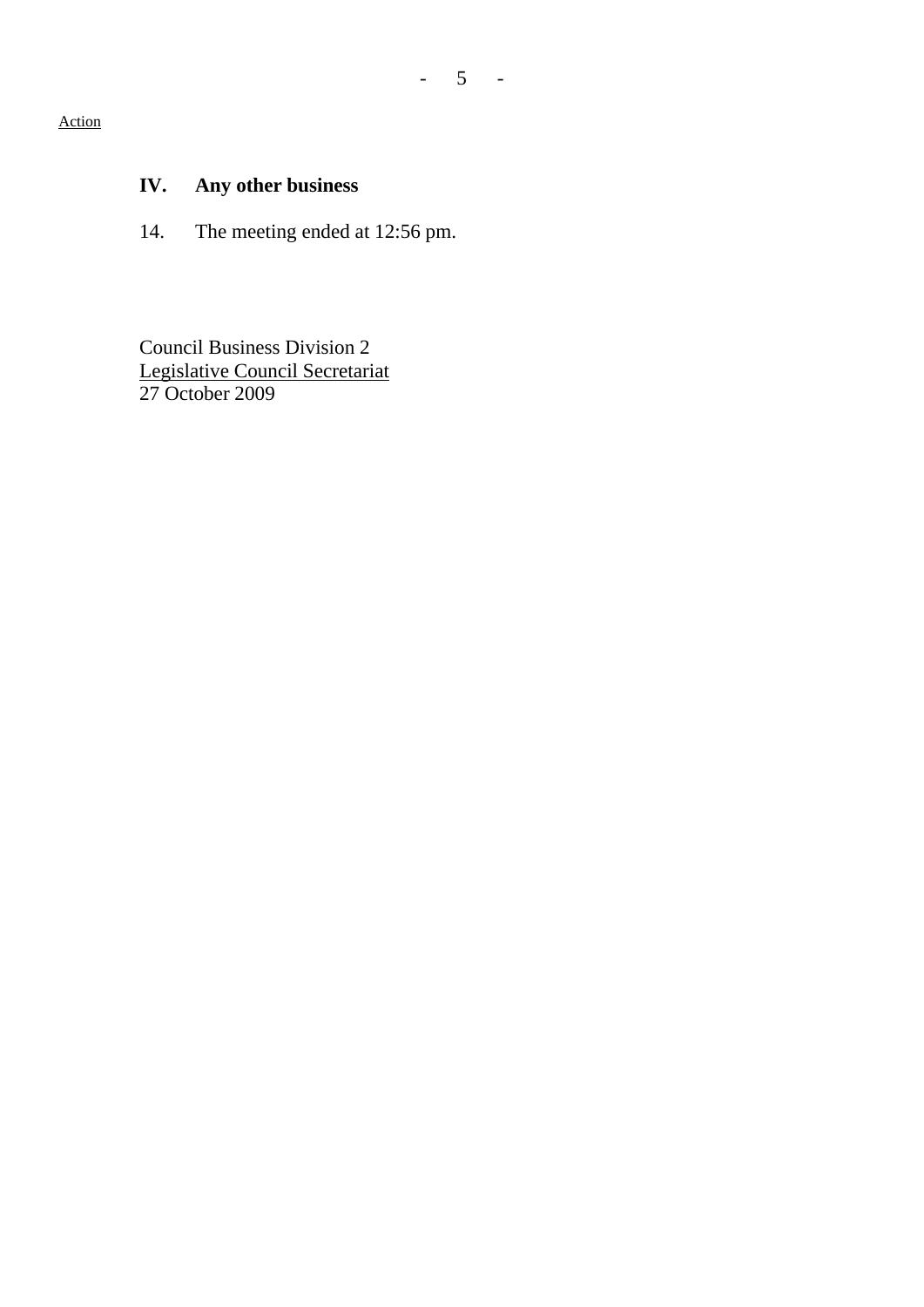Action

## IV. Any other business

14. The meeting ended at 12:56 pm.

Council Business Division 2
Legislative Council Secretariat
27 October 2009